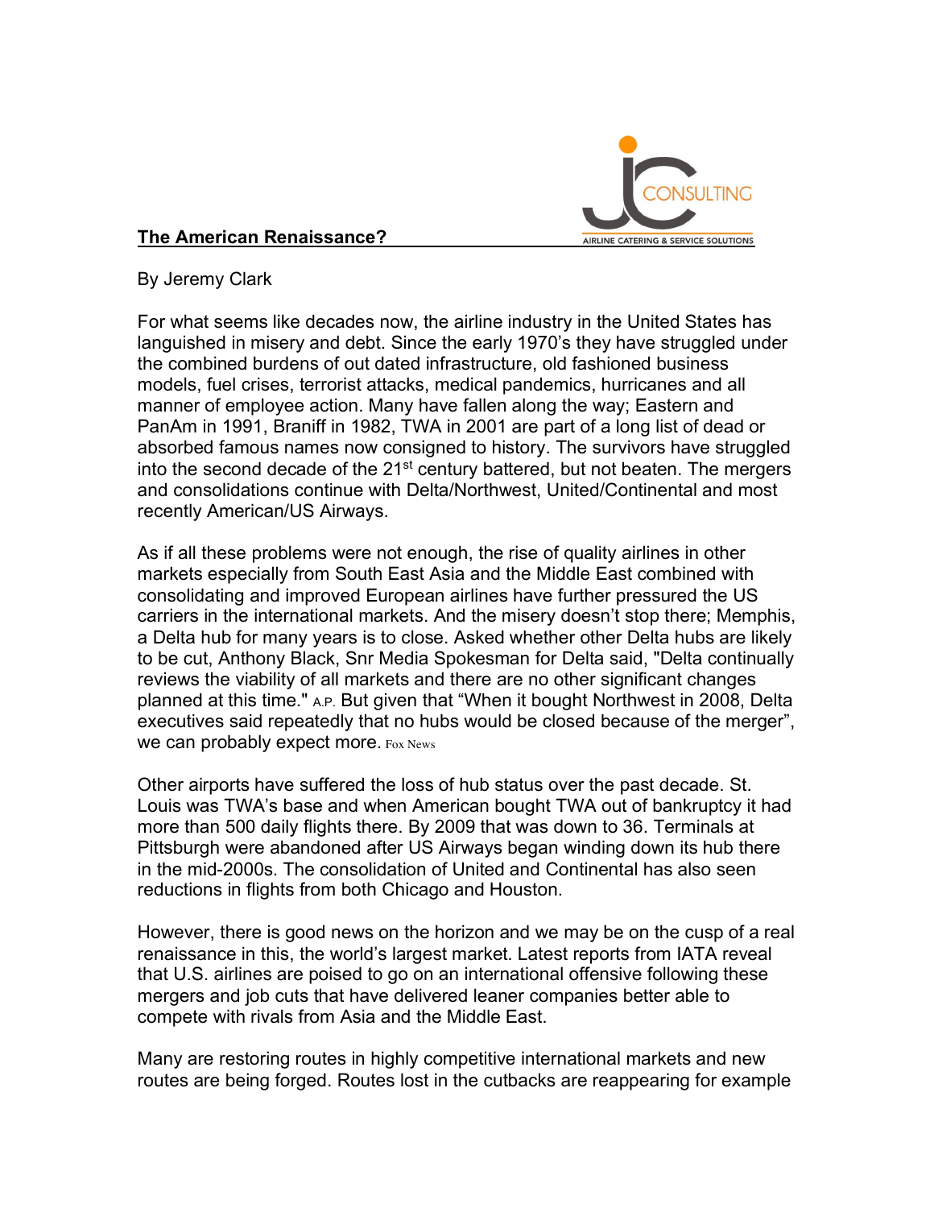## The American Renaissance?

By Jeremy Clark

For what seems like decades now, the airline industry in the United States has languished in misery and debt. Since the early 1970's they have struggled under the combined burdens of out dated infrastructure, old fashioned business models, fuel crises, terrorist attacks, medical pandemics, hurricanes and all manner of employee action. Many have fallen along the way; Eastern and PanAm in 1991, Braniff in 1982, TWA in 2001 are part of a long list of dead or absorbed famous names now consigned to history. The survivors have struggled into the second decade of the 21st century battered, but not beaten. The mergers and consolidations continue with Delta/Northwest, United/Continental and most recently American/US Airways.

As if all these problems were not enough, the rise of quality airlines in other markets especially from South East Asia and the Middle East combined with consolidating and improved European airlines have further pressured the US carriers in the international markets. And the misery doesn't stop there; Memphis, a Delta hub for many years is to close. Asked whether other Delta hubs are likely to be cut, Anthony Black, Snr Media Spokesman for Delta said, "Delta continually reviews the viability of all markets and there are no other significant changes planned at this time." A.P. But given that "When it bought Northwest in 2008, Delta executives said repeatedly that no hubs would be closed because of the merger", we can probably expect more. Fox News

Other airports have suffered the loss of hub status over the past decade. St. Louis was TWA's base and when American bought TWA out of bankruptcy it had more than 500 daily flights there. By 2009 that was down to 36. Terminals at Pittsburgh were abandoned after US Airways began winding down its hub there in the mid-2000s. The consolidation of United and Continental has also seen reductions in flights from both Chicago and Houston.

However, there is good news on the horizon and we may be on the cusp of a real renaissance in this, the world's largest market. Latest reports from IATA reveal that U.S. airlines are poised to go on an international offensive following these mergers and job cuts that have delivered leaner companies better able to compete with rivals from Asia and the Middle East.

Many are restoring routes in highly competitive international markets and new routes are being forged. Routes lost in the cutbacks are reappearing for example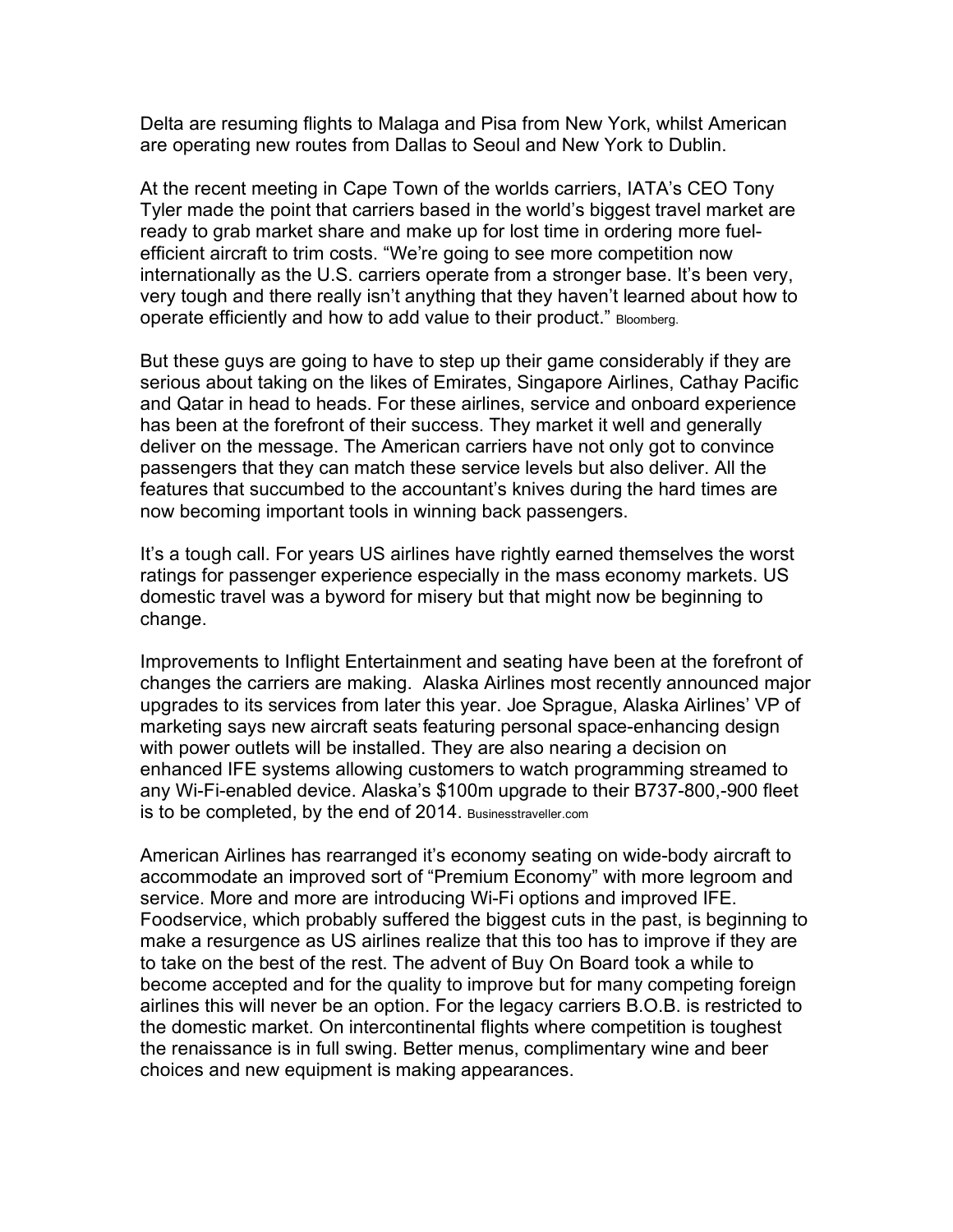Delta are resuming flights to Malaga and Pisa from New York, whilst American are operating new routes from Dallas to Seoul and New York to Dublin.

At the recent meeting in Cape Town of the worlds carriers, IATA's CEO Tony Tyler made the point that carriers based in the world's biggest travel market are ready to grab market share and make up for lost time in ordering more fuel-efficient aircraft to trim costs. "We're going to see more competition now internationally as the U.S. carriers operate from a stronger base. It's been very, very tough and there really isn't anything that they haven't learned about how to operate efficiently and how to add value to their product." Bloomberg.

But these guys are going to have to step up their game considerably if they are serious about taking on the likes of Emirates, Singapore Airlines, Cathay Pacific and Qatar in head to heads. For these airlines, service and onboard experience has been at the forefront of their success. They market it well and generally deliver on the message. The American carriers have not only got to convince passengers that they can match these service levels but also deliver. All the features that succumbed to the accountant's knives during the hard times are now becoming important tools in winning back passengers.

It's a tough call. For years US airlines have rightly earned themselves the worst ratings for passenger experience especially in the mass economy markets. US domestic travel was a byword for misery but that might now be beginning to change.

Improvements to Inflight Entertainment and seating have been at the forefront of changes the carriers are making. Alaska Airlines most recently announced major upgrades to its services from later this year. Joe Sprague, Alaska Airlines' VP of marketing says new aircraft seats featuring personal space-enhancing design with power outlets will be installed. They are also nearing a decision on enhanced IFE systems allowing customers to watch programming streamed to any Wi-Fi-enabled device. Alaska's $100m upgrade to their B737-800,-900 fleet is to be completed, by the end of 2014. Businesstraveller.com

American Airlines has rearranged it's economy seating on wide-body aircraft to accommodate an improved sort of "Premium Economy" with more legroom and service. More and more are introducing Wi-Fi options and improved IFE. Foodservice, which probably suffered the biggest cuts in the past, is beginning to make a resurgence as US airlines realize that this too has to improve if they are to take on the best of the rest. The advent of Buy On Board took a while to become accepted and for the quality to improve but for many competing foreign airlines this will never be an option. For the legacy carriers B.O.B. is restricted to the domestic market. On intercontinental flights where competition is toughest the renaissance is in full swing. Better menus, complimentary wine and beer choices and new equipment is making appearances.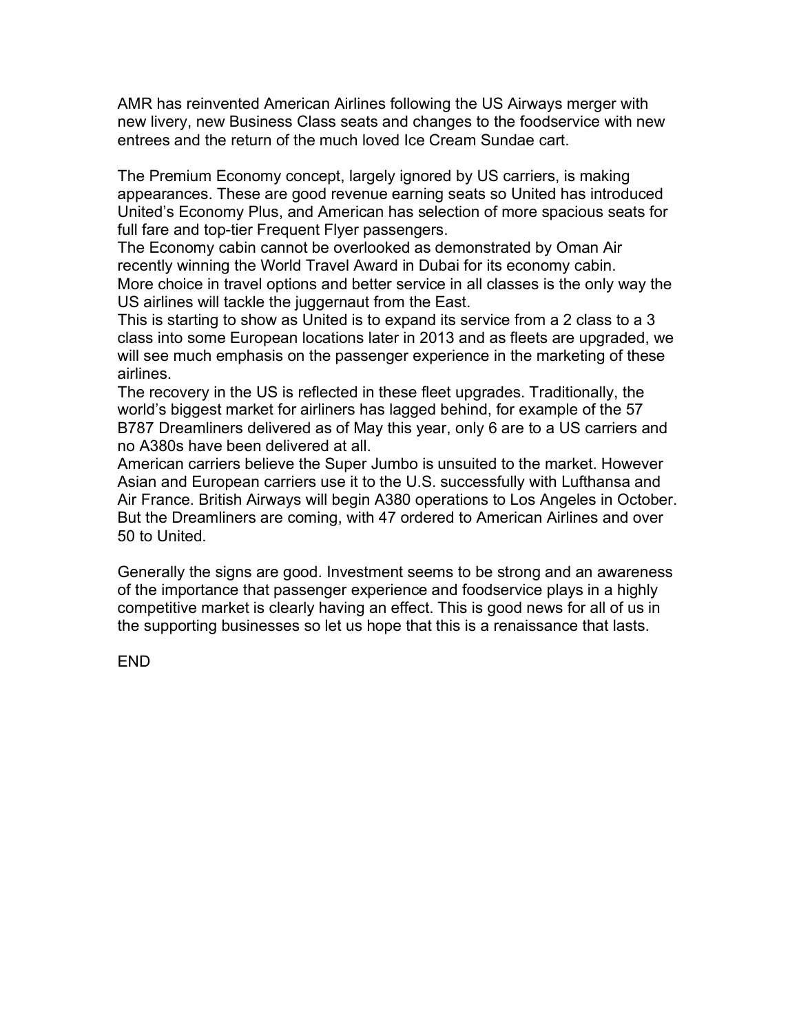AMR has reinvented American Airlines following the US Airways merger with new livery, new Business Class seats and changes to the foodservice with new entrees and the return of the much loved Ice Cream Sundae cart.

The Premium Economy concept, largely ignored by US carriers, is making appearances. These are good revenue earning seats so United has introduced United's Economy Plus, and American has selection of more spacious seats for full fare and top-tier Frequent Flyer passengers.

The Economy cabin cannot be overlooked as demonstrated by Oman Air recently winning the World Travel Award in Dubai for its economy cabin.

More choice in travel options and better service in all classes is the only way the US airlines will tackle the juggernaut from the East.

This is starting to show as United is to expand its service from a 2 class to a 3 class into some European locations later in 2013 and as fleets are upgraded, we will see much emphasis on the passenger experience in the marketing of these airlines.

The recovery in the US is reflected in these fleet upgrades. Traditionally, the world's biggest market for airliners has lagged behind, for example of the 57 B787 Dreamliners delivered as of May this year, only 6 are to a US carriers and no A380s have been delivered at all.

American carriers believe the Super Jumbo is unsuited to the market. However Asian and European carriers use it to the U.S. successfully with Lufthansa and Air France. British Airways will begin A380 operations to Los Angeles in October. But the Dreamliners are coming, with 47 ordered to American Airlines and over 50 to United.

Generally the signs are good. Investment seems to be strong and an awareness of the importance that passenger experience and foodservice plays in a highly competitive market is clearly having an effect. This is good news for all of us in the supporting businesses so let us hope that this is a renaissance that lasts.

END